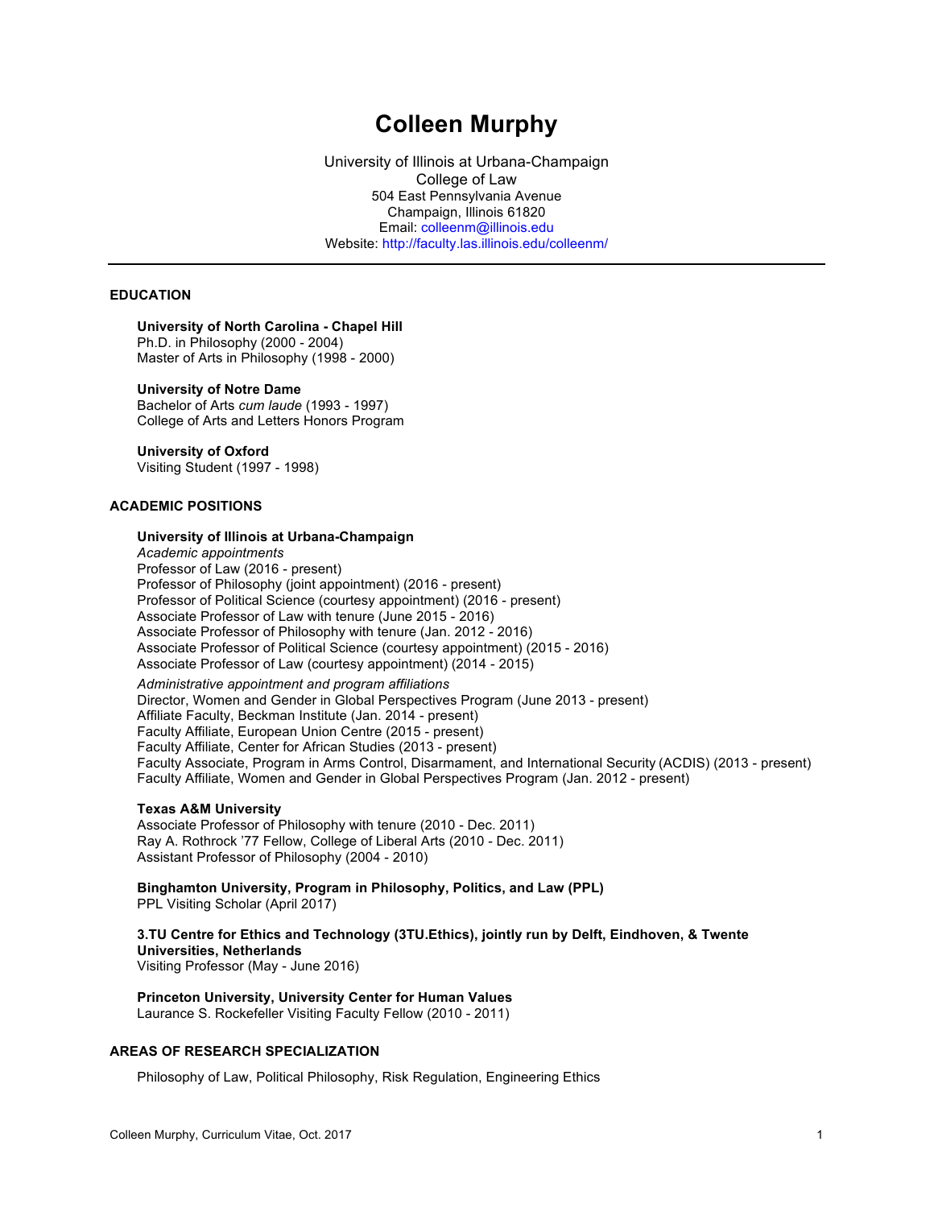# Colleen Murphy

University of Illinois at Urbana-Champaign
College of Law
504 East Pennsylvania Avenue
Champaign, Illinois 61820
Email: colleenm@illinois.edu
Website: http://faculty.las.illinois.edu/colleenm/

---

## EDUCATION

**University of North Carolina - Chapel Hill**
Ph.D. in Philosophy (2000 - 2004)
Master of Arts in Philosophy (1998 - 2000)

**University of Notre Dame**
Bachelor of Arts *cum laude* (1993 - 1997)
College of Arts and Letters Honors Program

**University of Oxford**
Visiting Student (1997 - 1998)

## ACADEMIC POSITIONS

**University of Illinois at Urbana-Champaign**
*Academic appointments*
Professor of Law (2016 - present)
Professor of Philosophy (joint appointment) (2016 - present)
Professor of Political Science (courtesy appointment) (2016 - present)
Associate Professor of Law with tenure (June 2015 - 2016)
Associate Professor of Philosophy with tenure (Jan. 2012 - 2016)
Associate Professor of Political Science (courtesy appointment) (2015 - 2016)
Associate Professor of Law (courtesy appointment) (2014 - 2015)

*Administrative appointment and program affiliations*
Director, Women and Gender in Global Perspectives Program (June 2013 - present)
Affiliate Faculty, Beckman Institute (Jan. 2014 - present)
Faculty Affiliate, European Union Centre (2015 - present)
Faculty Affiliate, Center for African Studies (2013 - present)
Faculty Associate, Program in Arms Control, Disarmament, and International Security (ACDIS) (2013 - present)
Faculty Affiliate, Women and Gender in Global Perspectives Program (Jan. 2012 - present)

**Texas A&M University**
Associate Professor of Philosophy with tenure (2010 - Dec. 2011)
Ray A. Rothrock '77 Fellow, College of Liberal Arts (2010 - Dec. 2011)
Assistant Professor of Philosophy (2004 - 2010)

**Binghamton University, Program in Philosophy, Politics, and Law (PPL)**
PPL Visiting Scholar (April 2017)

**3.TU Centre for Ethics and Technology (3TU.Ethics), jointly run by Delft, Eindhoven, & Twente Universities, Netherlands**
Visiting Professor (May - June 2016)

**Princeton University, University Center for Human Values**
Laurance S. Rockefeller Visiting Faculty Fellow (2010 - 2011)

## AREAS OF RESEARCH SPECIALIZATION

Philosophy of Law, Political Philosophy, Risk Regulation, Engineering Ethics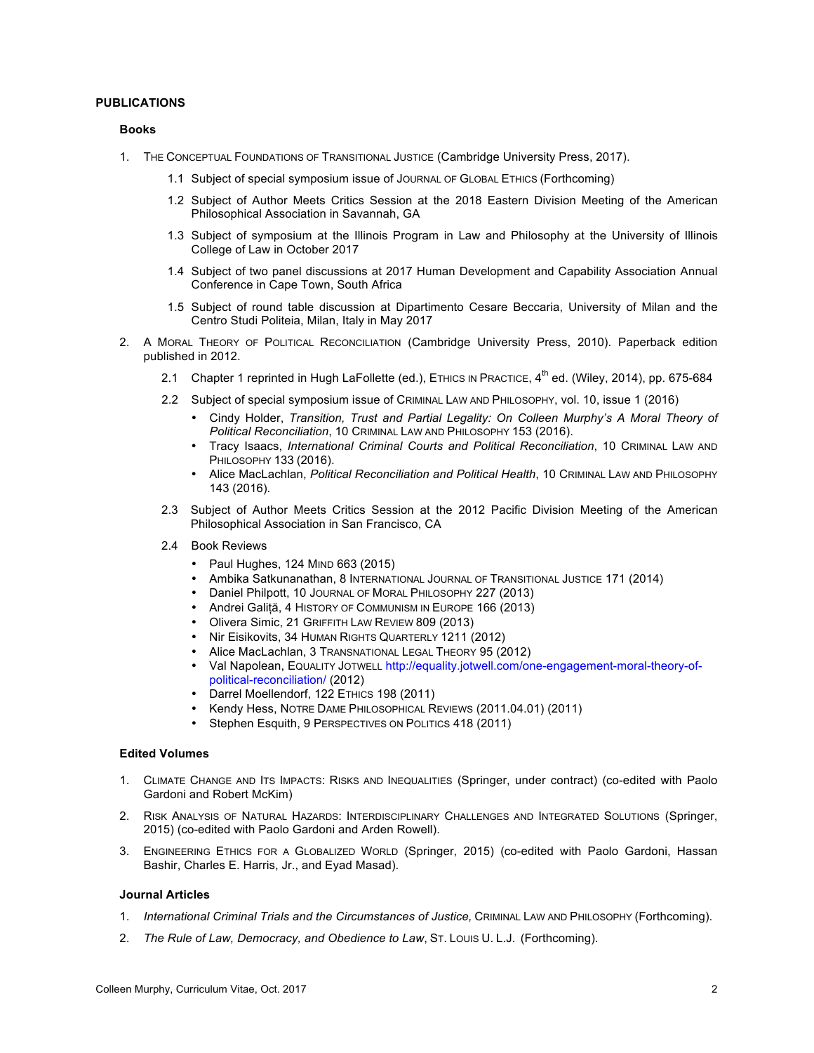**PUBLICATIONS**

**Books**

1. THE CONCEPTUAL FOUNDATIONS OF TRANSITIONAL JUSTICE (Cambridge University Press, 2017).
   - 1.1 Subject of special symposium issue of JOURNAL OF GLOBAL ETHICS (Forthcoming)
   - 1.2 Subject of Author Meets Critics Session at the 2018 Eastern Division Meeting of the American Philosophical Association in Savannah, GA
   - 1.3 Subject of symposium at the Illinois Program in Law and Philosophy at the University of Illinois College of Law in October 2017
   - 1.4 Subject of two panel discussions at 2017 Human Development and Capability Association Annual Conference in Cape Town, South Africa
   - 1.5 Subject of round table discussion at Dipartimento Cesare Beccaria, University of Milan and the Centro Studi Politeia, Milan, Italy in May 2017

2. A MORAL THEORY OF POLITICAL RECONCILIATION (Cambridge University Press, 2010). Paperback edition published in 2012.
   - 2.1 Chapter 1 reprinted in Hugh LaFollette (ed.), ETHICS IN PRACTICE, 4th ed. (Wiley, 2014), pp. 675-684
   - 2.2 Subject of special symposium issue of CRIMINAL LAW AND PHILOSOPHY, vol. 10, issue 1 (2016)
     - Cindy Holder, *Transition, Trust and Partial Legality: On Colleen Murphy's A Moral Theory of Political Reconciliation*, 10 CRIMINAL LAW AND PHILOSOPHY 153 (2016).
     - Tracy Isaacs, *International Criminal Courts and Political Reconciliation*, 10 CRIMINAL LAW AND PHILOSOPHY 133 (2016).
     - Alice MacLachlan, *Political Reconciliation and Political Health*, 10 CRIMINAL LAW AND PHILOSOPHY 143 (2016).
   - 2.3 Subject of Author Meets Critics Session at the 2012 Pacific Division Meeting of the American Philosophical Association in San Francisco, CA
   - 2.4 Book Reviews
     - Paul Hughes, 124 MIND 663 (2015)
     - Ambika Satkunanathan, 8 INTERNATIONAL JOURNAL OF TRANSITIONAL JUSTICE 171 (2014)
     - Daniel Philpott, 10 JOURNAL OF MORAL PHILOSOPHY 227 (2013)
     - Andrei Galiță, 4 HISTORY OF COMMUNISM IN EUROPE 166 (2013)
     - Olivera Simic, 21 GRIFFITH LAW REVIEW 809 (2013)
     - Nir Eisikovits, 34 HUMAN RIGHTS QUARTERLY 1211 (2012)
     - Alice MacLachlan, 3 TRANSNATIONAL LEGAL THEORY 95 (2012)
     - Val Napolean, EQUALITY JOTWELL http://equality.jotwell.com/one-engagement-moral-theory-of-political-reconciliation/ (2012)
     - Darrel Moellendorf, 122 ETHICS 198 (2011)
     - Kendy Hess, NOTRE DAME PHILOSOPHICAL REVIEWS (2011.04.01) (2011)
     - Stephen Esquith, 9 PERSPECTIVES ON POLITICS 418 (2011)

**Edited Volumes**

1. CLIMATE CHANGE AND ITS IMPACTS: RISKS AND INEQUALITIES (Springer, under contract) (co-edited with Paolo Gardoni and Robert McKim)
2. RISK ANALYSIS OF NATURAL HAZARDS: INTERDISCIPLINARY CHALLENGES AND INTEGRATED SOLUTIONS (Springer, 2015) (co-edited with Paolo Gardoni and Arden Rowell).
3. ENGINEERING ETHICS FOR A GLOBALIZED WORLD (Springer, 2015) (co-edited with Paolo Gardoni, Hassan Bashir, Charles E. Harris, Jr., and Eyad Masad).

**Journal Articles**

1. *International Criminal Trials and the Circumstances of Justice,* CRIMINAL LAW AND PHILOSOPHY (Forthcoming).
2. *The Rule of Law, Democracy, and Obedience to Law*, ST. LOUIS U. L.J. (Forthcoming).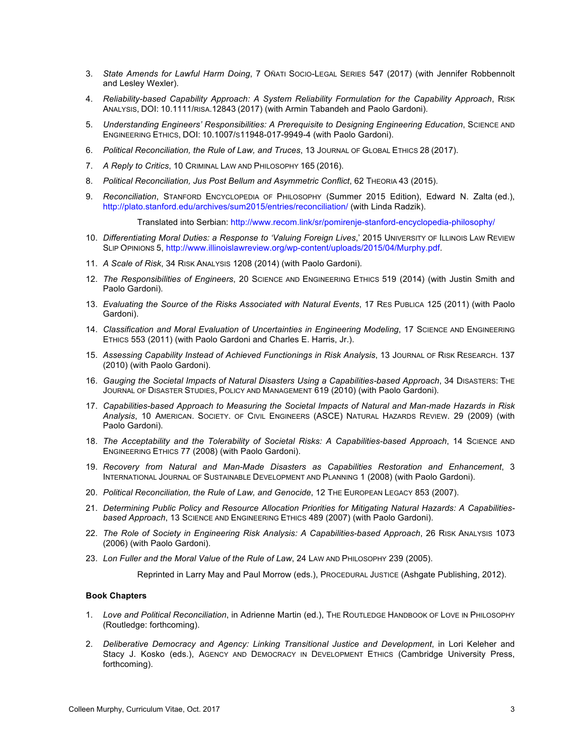3. *State Amends for Lawful Harm Doing*, 7 OÑATI SOCIO-LEGAL SERIES 547 (2017) (with Jennifer Robbennolt and Lesley Wexler).

4. *Reliability-based Capability Approach: A System Reliability Formulation for the Capability Approach*, RISK ANALYSIS, DOI: 10.1111/RISA.12843 (2017) (with Armin Tabandeh and Paolo Gardoni).

5. *Understanding Engineers' Responsibilities: A Prerequisite to Designing Engineering Education*, SCIENCE AND ENGINEERING ETHICS, DOI: 10.1007/S11948-017-9949-4 (with Paolo Gardoni).

6. *Political Reconciliation, the Rule of Law, and Truces*, 13 JOURNAL OF GLOBAL ETHICS 28 (2017).

7. *A Reply to Critics*, 10 CRIMINAL LAW AND PHILOSOPHY 165 (2016).

8. *Political Reconciliation, Jus Post Bellum and Asymmetric Conflict*, 62 THEORIA 43 (2015).

9. *Reconciliation*, STANFORD ENCYCLOPEDIA OF PHILOSOPHY (Summer 2015 Edition), Edward N. Zalta (ed.), http://plato.stanford.edu/archives/sum2015/entries/reconciliation/ (with Linda Radzik).

   Translated into Serbian: http://www.recom.link/sr/pomirenje-stanford-encyclopedia-philosophy/

10. *Differentiating Moral Duties: a Response to 'Valuing Foreign Lives*,' 2015 UNIVERSITY OF ILLINOIS LAW REVIEW SLIP OPINIONS 5, http://www.illinoislawreview.org/wp-content/uploads/2015/04/Murphy.pdf.

11. *A Scale of Risk*, 34 RISK ANALYSIS 1208 (2014) (with Paolo Gardoni).

12. *The Responsibilities of Engineers*, 20 SCIENCE AND ENGINEERING ETHICS 519 (2014) (with Justin Smith and Paolo Gardoni).

13. *Evaluating the Source of the Risks Associated with Natural Events*, 17 RES PUBLICA 125 (2011) (with Paolo Gardoni).

14. *Classification and Moral Evaluation of Uncertainties in Engineering Modeling*, 17 SCIENCE AND ENGINEERING ETHICS 553 (2011) (with Paolo Gardoni and Charles E. Harris, Jr.).

15. *Assessing Capability Instead of Achieved Functionings in Risk Analysis*, 13 JOURNAL OF RISK RESEARCH. 137 (2010) (with Paolo Gardoni).

16. *Gauging the Societal Impacts of Natural Disasters Using a Capabilities-based Approach*, 34 DISASTERS: THE JOURNAL OF DISASTER STUDIES, POLICY AND MANAGEMENT 619 (2010) (with Paolo Gardoni).

17. *Capabilities-based Approach to Measuring the Societal Impacts of Natural and Man-made Hazards in Risk Analysis*, 10 AMERICAN. SOCIETY. OF CIVIL ENGINEERS (ASCE) NATURAL HAZARDS REVIEW. 29 (2009) (with Paolo Gardoni).

18. *The Acceptability and the Tolerability of Societal Risks: A Capabilities-based Approach*, 14 SCIENCE AND ENGINEERING ETHICS 77 (2008) (with Paolo Gardoni).

19. *Recovery from Natural and Man-Made Disasters as Capabilities Restoration and Enhancement*, 3 INTERNATIONAL JOURNAL OF SUSTAINABLE DEVELOPMENT AND PLANNING 1 (2008) (with Paolo Gardoni).

20. *Political Reconciliation, the Rule of Law, and Genocide*, 12 THE EUROPEAN LEGACY 853 (2007).

21. *Determining Public Policy and Resource Allocation Priorities for Mitigating Natural Hazards: A Capabilities-based Approach*, 13 SCIENCE AND ENGINEERING ETHICS 489 (2007) (with Paolo Gardoni).

22. *The Role of Society in Engineering Risk Analysis: A Capabilities-based Approach*, 26 RISK ANALYSIS 1073 (2006) (with Paolo Gardoni).

23. *Lon Fuller and the Moral Value of the Rule of Law*, 24 LAW AND PHILOSOPHY 239 (2005).

    Reprinted in Larry May and Paul Morrow (eds.), PROCEDURAL JUSTICE (Ashgate Publishing, 2012).

**Book Chapters**

1. *Love and Political Reconciliation*, in Adrienne Martin (ed.), THE ROUTLEDGE HANDBOOK OF LOVE IN PHILOSOPHY (Routledge: forthcoming).

2. *Deliberative Democracy and Agency: Linking Transitional Justice and Development*, in Lori Keleher and Stacy J. Kosko (eds.), AGENCY AND DEMOCRACY IN DEVELOPMENT ETHICS (Cambridge University Press, forthcoming).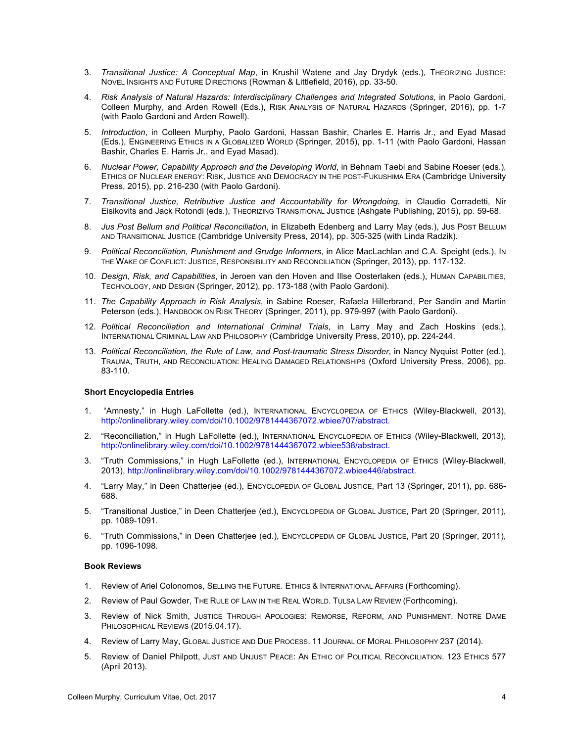3. *Transitional Justice: A Conceptual Map*, in Krushil Watene and Jay Drydyk (eds.), THEORIZING JUSTICE: NOVEL INSIGHTS AND FUTURE DIRECTIONS (Rowman & Littlefield, 2016), pp. 33-50.

4. *Risk Analysis of Natural Hazards: Interdisciplinary Challenges and Integrated Solutions*, in Paolo Gardoni, Colleen Murphy, and Arden Rowell (Eds.), RISK ANALYSIS OF NATURAL HAZARDS (Springer, 2016), pp. 1-7 (with Paolo Gardoni and Arden Rowell).

5. *Introduction*, in Colleen Murphy, Paolo Gardoni, Hassan Bashir, Charles E. Harris Jr., and Eyad Masad (Eds.), ENGINEERING ETHICS IN A GLOBALIZED WORLD (Springer, 2015), pp. 1-11 (with Paolo Gardoni, Hassan Bashir, Charles E. Harris Jr., and Eyad Masad).

6. *Nuclear Power, Capability Approach and the Developing World*, in Behnam Taebi and Sabine Roeser (eds.), ETHICS OF NUCLEAR ENERGY: RISK, JUSTICE AND DEMOCRACY IN THE POST-FUKUSHIMA ERA (Cambridge University Press, 2015), pp. 216-230 (with Paolo Gardoni).

7. *Transitional Justice, Retributive Justice and Accountability for Wrongdoing*, in Claudio Corradetti, Nir Eisikovits and Jack Rotondi (eds.), THEORIZING TRANSITIONAL JUSTICE (Ashgate Publishing, 2015), pp. 59-68.

8. *Jus Post Bellum and Political Reconciliation*, in Elizabeth Edenberg and Larry May (eds.), JUS POST BELLUM AND TRANSITIONAL JUSTICE (Cambridge University Press, 2014), pp. 305-325 (with Linda Radzik).

9. *Political Reconciliation, Punishment and Grudge Informers*, in Alice MacLachlan and C.A. Speight (eds.), IN THE WAKE OF CONFLICT: JUSTICE, RESPONSIBILITY AND RECONCILIATION (Springer, 2013), pp. 117-132.

10. *Design, Risk, and Capabilities*, in Jeroen van den Hoven and Illse Oosterlaken (eds.), HUMAN CAPABILITIES, TECHNOLOGY, AND DESIGN (Springer, 2012), pp. 173-188 (with Paolo Gardoni).

11. *The Capability Approach in Risk Analysis*, in Sabine Roeser, Rafaela Hillerbrand, Per Sandin and Martin Peterson (eds.), HANDBOOK ON RISK THEORY (Springer, 2011), pp. 979-997 (with Paolo Gardoni).

12. *Political Reconciliation and International Criminal Trials*, in Larry May and Zach Hoskins (eds.), INTERNATIONAL CRIMINAL LAW AND PHILOSOPHY (Cambridge University Press, 2010), pp. 224-244.

13. *Political Reconciliation, the Rule of Law, and Post-traumatic Stress Disorder*, in Nancy Nyquist Potter (ed.), TRAUMA, TRUTH, AND RECONCILIATION: HEALING DAMAGED RELATIONSHIPS (Oxford University Press, 2006), pp. 83-110.

**Short Encyclopedia Entries**

1. "Amnesty," in Hugh LaFollette (ed.), INTERNATIONAL ENCYCLOPEDIA OF ETHICS (Wiley-Blackwell, 2013), http://onlinelibrary.wiley.com/doi/10.1002/9781444367072.wbiee707/abstract.

2. "Reconciliation," in Hugh LaFollette (ed.), INTERNATIONAL ENCYCLOPEDIA OF ETHICS (Wiley-Blackwell, 2013), http://onlinelibrary.wiley.com/doi/10.1002/9781444367072.wbiee538/abstract.

3. "Truth Commissions," in Hugh LaFollette (ed.), INTERNATIONAL ENCYCLOPEDIA OF ETHICS (Wiley-Blackwell, 2013), http://onlinelibrary.wiley.com/doi/10.1002/9781444367072.wbiee446/abstract.

4. "Larry May," in Deen Chatterjee (ed.), ENCYCLOPEDIA OF GLOBAL JUSTICE, Part 13 (Springer, 2011), pp. 686-688.

5. "Transitional Justice," in Deen Chatterjee (ed.), ENCYCLOPEDIA OF GLOBAL JUSTICE, Part 20 (Springer, 2011), pp. 1089-1091.

6. "Truth Commissions," in Deen Chatterjee (ed.), ENCYCLOPEDIA OF GLOBAL JUSTICE, Part 20 (Springer, 2011), pp. 1096-1098.

**Book Reviews**

1. Review of Ariel Colonomos, SELLING THE FUTURE. ETHICS & INTERNATIONAL AFFAIRS (Forthcoming).

2. Review of Paul Gowder, THE RULE OF LAW IN THE REAL WORLD. TULSA LAW REVIEW (Forthcoming).

3. Review of Nick Smith, JUSTICE THROUGH APOLOGIES: REMORSE, REFORM, AND PUNISHMENT. NOTRE DAME PHILOSOPHICAL REVIEWS (2015.04.17).

4. Review of Larry May, GLOBAL JUSTICE AND DUE PROCESS. 11 JOURNAL OF MORAL PHILOSOPHY 237 (2014).

5. Review of Daniel Philpott, JUST AND UNJUST PEACE: AN ETHIC OF POLITICAL RECONCILIATION. 123 ETHICS 577 (April 2013).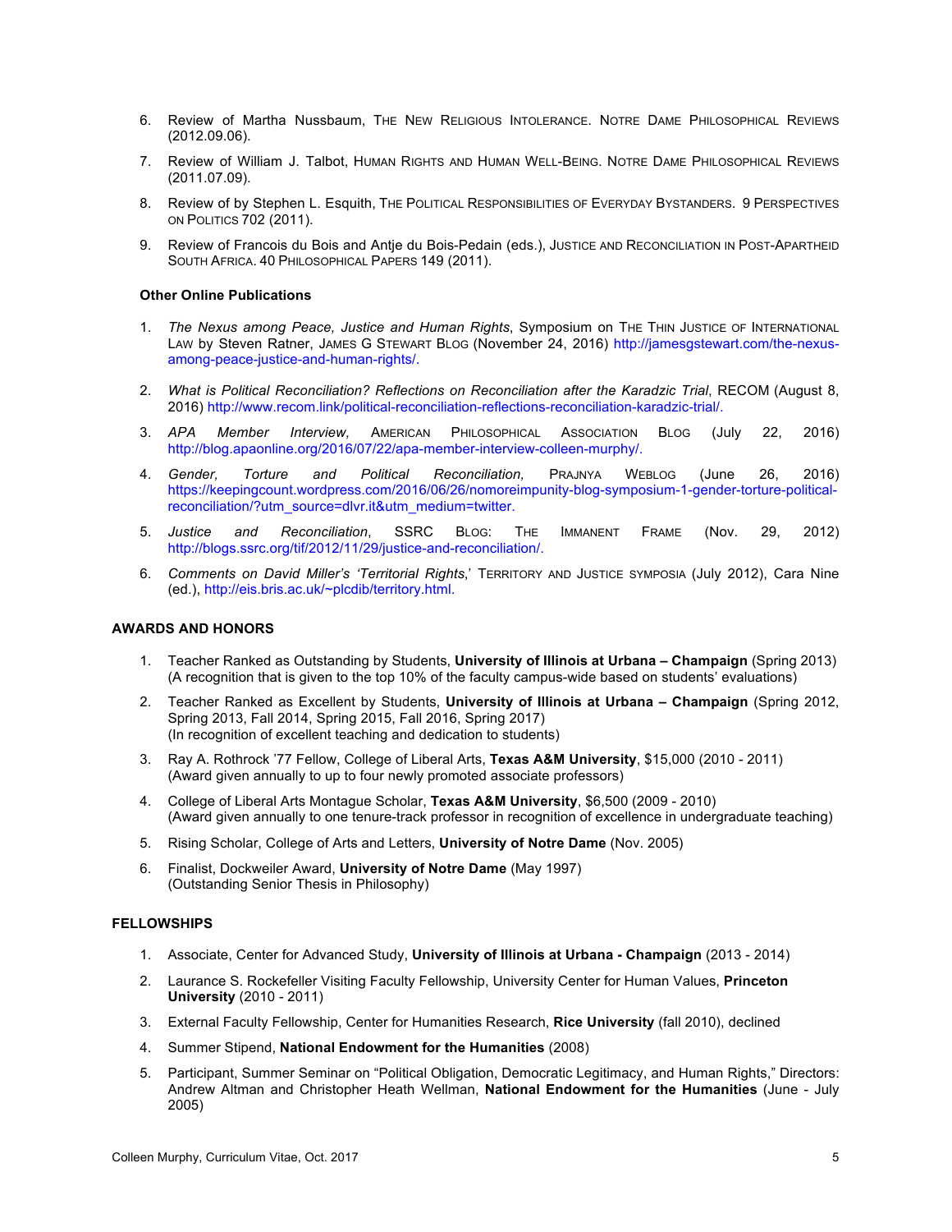6. Review of Martha Nussbaum, THE NEW RELIGIOUS INTOLERANCE. NOTRE DAME PHILOSOPHICAL REVIEWS (2012.09.06).

7. Review of William J. Talbot, HUMAN RIGHTS AND HUMAN WELL-BEING. NOTRE DAME PHILOSOPHICAL REVIEWS (2011.07.09).

8. Review of by Stephen L. Esquith, THE POLITICAL RESPONSIBILITIES OF EVERYDAY BYSTANDERS. 9 PERSPECTIVES ON POLITICS 702 (2011).

9. Review of Francois du Bois and Antje du Bois-Pedain (eds.), JUSTICE AND RECONCILIATION IN POST-APARTHEID SOUTH AFRICA. 40 PHILOSOPHICAL PAPERS 149 (2011).

**Other Online Publications**

1. *The Nexus among Peace, Justice and Human Rights*, Symposium on THE THIN JUSTICE OF INTERNATIONAL LAW by Steven Ratner, JAMES G STEWART BLOG (November 24, 2016) http://jamesgstewart.com/the-nexus-among-peace-justice-and-human-rights/.

2. *What is Political Reconciliation? Reflections on Reconciliation after the Karadzic Trial*, RECOM (August 8, 2016) http://www.recom.link/political-reconciliation-reflections-reconciliation-karadzic-trial/.

3. *APA Member Interview,* AMERICAN PHILOSOPHICAL ASSOCIATION BLOG (July 22, 2016) http://blog.apaonline.org/2016/07/22/apa-member-interview-colleen-murphy/.

4. *Gender, Torture and Political Reconciliation,* PRAJNYA WEBLOG (June 26, 2016) https://keepingcount.wordpress.com/2016/06/26/nomoreimpunity-blog-symposium-1-gender-torture-political-reconciliation/?utm_source=dlvr.it&utm_medium=twitter.

5. *Justice and Reconciliation*, SSRC BLOG: THE IMMANENT FRAME (Nov. 29, 2012) http://blogs.ssrc.org/tif/2012/11/29/justice-and-reconciliation/.

6. *Comments on David Miller's 'Territorial Rights*,' TERRITORY AND JUSTICE SYMPOSIA (July 2012), Cara Nine (ed.), http://eis.bris.ac.uk/~plcdib/territory.html.

**AWARDS AND HONORS**

1. Teacher Ranked as Outstanding by Students, **University of Illinois at Urbana – Champaign** (Spring 2013) (A recognition that is given to the top 10% of the faculty campus-wide based on students' evaluations)

2. Teacher Ranked as Excellent by Students, **University of Illinois at Urbana – Champaign** (Spring 2012, Spring 2013, Fall 2014, Spring 2015, Fall 2016, Spring 2017) (In recognition of excellent teaching and dedication to students)

3. Ray A. Rothrock '77 Fellow, College of Liberal Arts, **Texas A&M University**, $15,000 (2010 - 2011) (Award given annually to up to four newly promoted associate professors)

4. College of Liberal Arts Montague Scholar, **Texas A&M University**, $6,500 (2009 - 2010) (Award given annually to one tenure-track professor in recognition of excellence in undergraduate teaching)

5. Rising Scholar, College of Arts and Letters, **University of Notre Dame** (Nov. 2005)

6. Finalist, Dockweiler Award, **University of Notre Dame** (May 1997) (Outstanding Senior Thesis in Philosophy)

**FELLOWSHIPS**

1. Associate, Center for Advanced Study, **University of Illinois at Urbana - Champaign** (2013 - 2014)

2. Laurance S. Rockefeller Visiting Faculty Fellowship, University Center for Human Values, **Princeton University** (2010 - 2011)

3. External Faculty Fellowship, Center for Humanities Research, **Rice University** (fall 2010), declined

4. Summer Stipend, **National Endowment for the Humanities** (2008)

5. Participant, Summer Seminar on "Political Obligation, Democratic Legitimacy, and Human Rights," Directors: Andrew Altman and Christopher Heath Wellman, **National Endowment for the Humanities** (June - July 2005)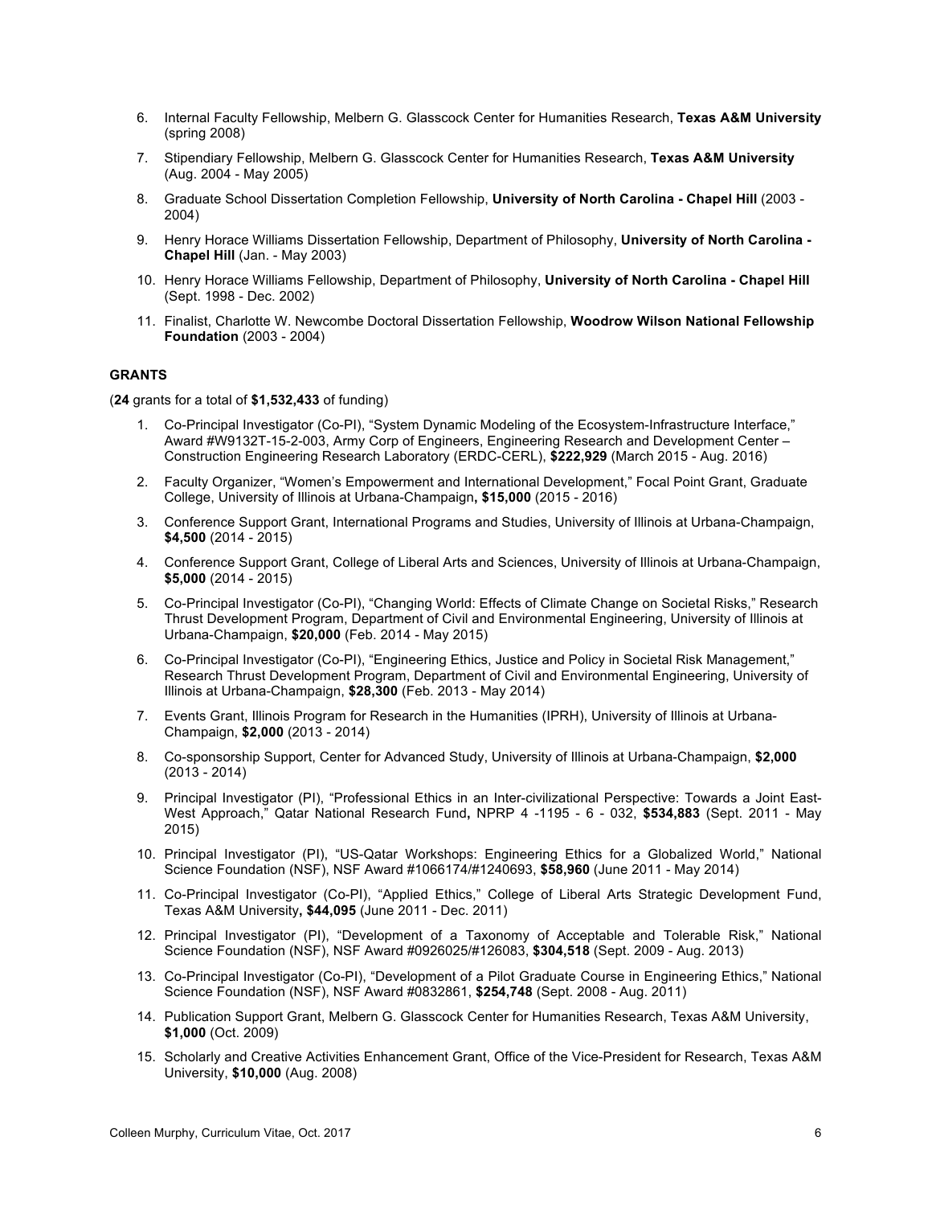6. Internal Faculty Fellowship, Melbern G. Glasscock Center for Humanities Research, **Texas A&M University** (spring 2008)

7. Stipendiary Fellowship, Melbern G. Glasscock Center for Humanities Research, **Texas A&M University** (Aug. 2004 - May 2005)

8. Graduate School Dissertation Completion Fellowship, **University of North Carolina - Chapel Hill** (2003 - 2004)

9. Henry Horace Williams Dissertation Fellowship, Department of Philosophy, **University of North Carolina - Chapel Hill** (Jan. - May 2003)

10. Henry Horace Williams Fellowship, Department of Philosophy, **University of North Carolina - Chapel Hill** (Sept. 1998 - Dec. 2002)

11. Finalist, Charlotte W. Newcombe Doctoral Dissertation Fellowship, **Woodrow Wilson National Fellowship Foundation** (2003 - 2004)

**GRANTS**

(**24** grants for a total of **$1,532,433** of funding)

1. Co-Principal Investigator (Co-PI), "System Dynamic Modeling of the Ecosystem-Infrastructure Interface," Award #W9132T-15-2-003, Army Corp of Engineers, Engineering Research and Development Center – Construction Engineering Research Laboratory (ERDC-CERL), **$222,929** (March 2015 - Aug. 2016)

2. Faculty Organizer, "Women's Empowerment and International Development," Focal Point Grant, Graduate College, University of Illinois at Urbana-Champaign**, $15,000** (2015 - 2016)

3. Conference Support Grant, International Programs and Studies, University of Illinois at Urbana-Champaign, **$4,500** (2014 - 2015)

4. Conference Support Grant, College of Liberal Arts and Sciences, University of Illinois at Urbana-Champaign, **$5,000** (2014 - 2015)

5. Co-Principal Investigator (Co-PI), "Changing World: Effects of Climate Change on Societal Risks," Research Thrust Development Program, Department of Civil and Environmental Engineering, University of Illinois at Urbana-Champaign, **$20,000** (Feb. 2014 - May 2015)

6. Co-Principal Investigator (Co-PI), "Engineering Ethics, Justice and Policy in Societal Risk Management," Research Thrust Development Program, Department of Civil and Environmental Engineering, University of Illinois at Urbana-Champaign, **$28,300** (Feb. 2013 - May 2014)

7. Events Grant, Illinois Program for Research in the Humanities (IPRH), University of Illinois at Urbana-Champaign, **$2,000** (2013 - 2014)

8. Co-sponsorship Support, Center for Advanced Study, University of Illinois at Urbana-Champaign, **$2,000** (2013 - 2014)

9. Principal Investigator (PI), "Professional Ethics in an Inter-civilizational Perspective: Towards a Joint East-West Approach," Qatar National Research Fund**,** NPRP 4 -1195 - 6 - 032, **$534,883** (Sept. 2011 - May 2015)

10. Principal Investigator (PI), "US-Qatar Workshops: Engineering Ethics for a Globalized World," National Science Foundation (NSF), NSF Award #1066174/#1240693, **$58,960** (June 2011 - May 2014)

11. Co-Principal Investigator (Co-PI), "Applied Ethics," College of Liberal Arts Strategic Development Fund, Texas A&M University**, $44,095** (June 2011 - Dec. 2011)

12. Principal Investigator (PI), "Development of a Taxonomy of Acceptable and Tolerable Risk," National Science Foundation (NSF), NSF Award #0926025/#126083, **$304,518** (Sept. 2009 - Aug. 2013)

13. Co-Principal Investigator (Co-PI), "Development of a Pilot Graduate Course in Engineering Ethics," National Science Foundation (NSF), NSF Award #0832861, **$254,748** (Sept. 2008 - Aug. 2011)

14. Publication Support Grant, Melbern G. Glasscock Center for Humanities Research, Texas A&M University, **$1,000** (Oct. 2009)

15. Scholarly and Creative Activities Enhancement Grant, Office of the Vice-President for Research, Texas A&M University, **$10,000** (Aug. 2008)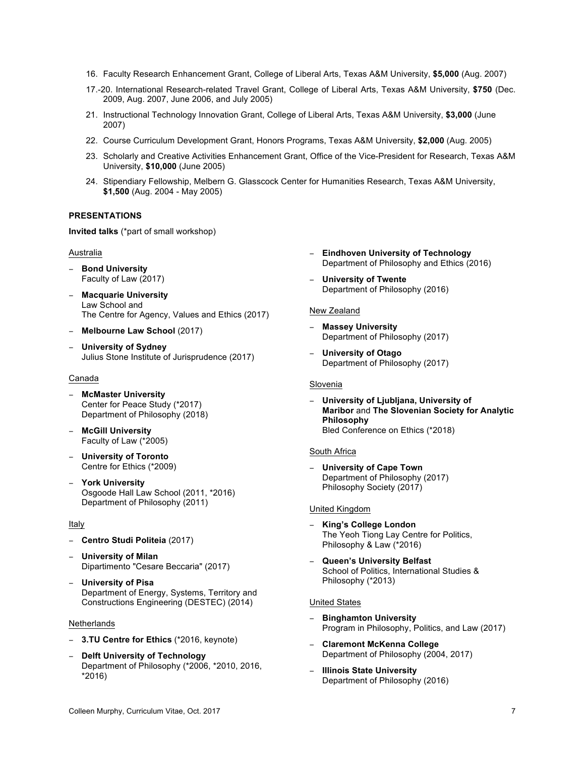16. Faculty Research Enhancement Grant, College of Liberal Arts, Texas A&M University, **$5,000** (Aug. 2007)

17.-20. International Research-related Travel Grant, College of Liberal Arts, Texas A&M University, **$750** (Dec. 2009, Aug. 2007, June 2006, and July 2005)

21. Instructional Technology Innovation Grant, College of Liberal Arts, Texas A&M University, **$3,000** (June 2007)

22. Course Curriculum Development Grant, Honors Programs, Texas A&M University, **$2,000** (Aug. 2005)

23. Scholarly and Creative Activities Enhancement Grant, Office of the Vice-President for Research, Texas A&M University, **$10,000** (June 2005)

24. Stipendiary Fellowship, Melbern G. Glasscock Center for Humanities Research, Texas A&M University, **$1,500** (Aug. 2004 - May 2005)

## PRESENTATIONS

**Invited talks** (*part of small workshop)

Australia

- **Bond University**
  Faculty of Law (2017)
- **Macquarie University**
  Law School and
  The Centre for Agency, Values and Ethics (2017)
- **Melbourne Law School** (2017)
- **University of Sydney**
  Julius Stone Institute of Jurisprudence (2017)

Canada

- **McMaster University**
  Center for Peace Study (*2017)
  Department of Philosophy (2018)
- **McGill University**
  Faculty of Law (*2005)
- **University of Toronto**
  Centre for Ethics (*2009)
- **York University**
  Osgoode Hall Law School (2011, *2016)
  Department of Philosophy (2011)

Italy

- **Centro Studi Politeia** (2017)
- **University of Milan**
  Dipartimento "Cesare Beccaria" (2017)
- **University of Pisa**
  Department of Energy, Systems, Territory and Constructions Engineering (DESTEC) (2014)

Netherlands

- **3.TU Centre for Ethics** (*2016, keynote)
- **Delft University of Technology**
  Department of Philosophy (*2006, *2010, 2016, *2016)
- **Eindhoven University of Technology**
  Department of Philosophy and Ethics (2016)
- **University of Twente**
  Department of Philosophy (2016)

New Zealand

- **Massey University**
  Department of Philosophy (2017)
- **University of Otago**
  Department of Philosophy (2017)

Slovenia

- **University of Ljubljana, University of Maribor** and **The Slovenian Society for Analytic Philosophy**
  Bled Conference on Ethics (*2018)

South Africa

- **University of Cape Town**
  Department of Philosophy (2017)
  Philosophy Society (2017)

United Kingdom

- **King's College London**
  The Yeoh Tiong Lay Centre for Politics, Philosophy & Law (*2016)
- **Queen's University Belfast**
  School of Politics, International Studies & Philosophy (*2013)

United States

- **Binghamton University**
  Program in Philosophy, Politics, and Law (2017)
- **Claremont McKenna College**
  Department of Philosophy (2004, 2017)
- **Illinois State University**
  Department of Philosophy (2016)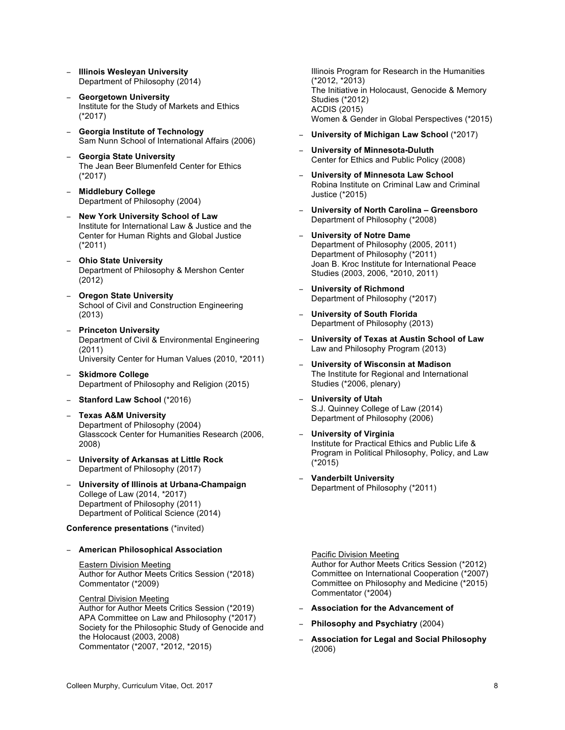- **Illinois Wesleyan University**
  Department of Philosophy (2014)
- **Georgetown University**
  Institute for the Study of Markets and Ethics (*2017)
- **Georgia Institute of Technology**
  Sam Nunn School of International Affairs (2006)
- **Georgia State University**
  The Jean Beer Blumenfeld Center for Ethics (*2017)
- **Middlebury College**
  Department of Philosophy (2004)
- **New York University School of Law**
  Institute for International Law & Justice and the Center for Human Rights and Global Justice (*2011)
- **Ohio State University**
  Department of Philosophy & Mershon Center (2012)
- **Oregon State University**
  School of Civil and Construction Engineering (2013)
- **Princeton University**
  Department of Civil & Environmental Engineering (2011)
  University Center for Human Values (2010, *2011)
- **Skidmore College**
  Department of Philosophy and Religion (2015)
- **Stanford Law School** (*2016)
- **Texas A&M University**
  Department of Philosophy (2004)
  Glasscock Center for Humanities Research (2006, 2008)
- **University of Arkansas at Little Rock**
  Department of Philosophy (2017)
- **University of Illinois at Urbana-Champaign**
  College of Law (2014, *2017)
  Department of Philosophy (2011)
  Department of Political Science (2014)
  Illinois Program for Research in the Humanities (*2012, *2013)
  The Initiative in Holocaust, Genocide & Memory Studies (*2012)
  ACDIS (2015)
  Women & Gender in Global Perspectives (*2015)
- **University of Michigan Law School** (*2017)
- **University of Minnesota-Duluth**
  Center for Ethics and Public Policy (2008)
- **University of Minnesota Law School**
  Robina Institute on Criminal Law and Criminal Justice (*2015)
- **University of North Carolina – Greensboro**
  Department of Philosophy (*2008)
- **University of Notre Dame**
  Department of Philosophy (2005, 2011)
  Department of Philosophy (*2011)
  Joan B. Kroc Institute for International Peace Studies (2003, 2006, *2010, 2011)
- **University of Richmond**
  Department of Philosophy (*2017)
- **University of South Florida**
  Department of Philosophy (2013)
- **University of Texas at Austin School of Law**
  Law and Philosophy Program (2013)
- **University of Wisconsin at Madison**
  The Institute for Regional and International Studies (*2006, plenary)
- **University of Utah**
  S.J. Quinney College of Law (2014)
  Department of Philosophy (2006)
- **University of Virginia**
  Institute for Practical Ethics and Public Life & Program in Political Philosophy, Policy, and Law (*2015)
- **Vanderbilt University**
  Department of Philosophy (*2011)

**Conference presentations** (*invited)

- **American Philosophical Association**

  Eastern Division Meeting
  Author for Author Meets Critics Session (*2018)
  Commentator (*2009)

  Central Division Meeting
  Author for Author Meets Critics Session (*2019)
  APA Committee on Law and Philosophy (*2017)
  Society for the Philosophic Study of Genocide and the Holocaust (2003, 2008)
  Commentator (*2007, *2012, *2015)

  Pacific Division Meeting
  Author for Author Meets Critics Session (*2012)
  Committee on International Cooperation (*2007)
  Committee on Philosophy and Medicine (*2015)
  Commentator (*2004)
- **Association for the Advancement of**
- **Philosophy and Psychiatry** (2004)
- **Association for Legal and Social Philosophy** (2006)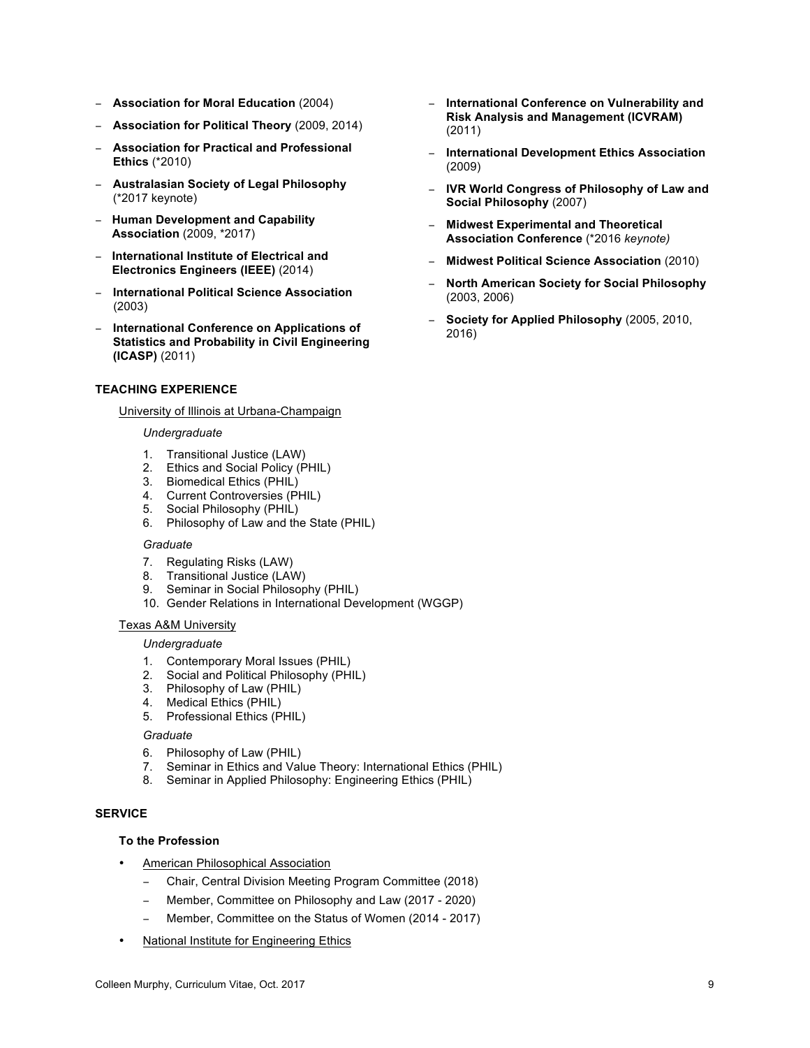- **Association for Moral Education** (2004)
- **Association for Political Theory** (2009, 2014)
- **Association for Practical and Professional Ethics** (*2010)
- **Australasian Society of Legal Philosophy** (*2017 keynote)
- **Human Development and Capability Association** (2009, *2017)
- **International Institute of Electrical and Electronics Engineers (IEEE)** (2014)
- **International Political Science Association** (2003)
- **International Conference on Applications of Statistics and Probability in Civil Engineering (ICASP)** (2011)
- **International Conference on Vulnerability and Risk Analysis and Management (ICVRAM)** (2011)
- **International Development Ethics Association** (2009)
- **IVR World Congress of Philosophy of Law and Social Philosophy** (2007)
- **Midwest Experimental and Theoretical Association Conference** (*2016 *keynote)*
- **Midwest Political Science Association** (2010)
- **North American Society for Social Philosophy** (2003, 2006)
- **Society for Applied Philosophy** (2005, 2010, 2016)

### TEACHING EXPERIENCE

University of Illinois at Urbana-Champaign

*Undergraduate*

1. Transitional Justice (LAW)
2. Ethics and Social Policy (PHIL)
3. Biomedical Ethics (PHIL)
4. Current Controversies (PHIL)
5. Social Philosophy (PHIL)
6. Philosophy of Law and the State (PHIL)

*Graduate*

7. Regulating Risks (LAW)
8. Transitional Justice (LAW)
9. Seminar in Social Philosophy (PHIL)
10. Gender Relations in International Development (WGGP)

Texas A&M University

*Undergraduate*

1. Contemporary Moral Issues (PHIL)
2. Social and Political Philosophy (PHIL)
3. Philosophy of Law (PHIL)
4. Medical Ethics (PHIL)
5. Professional Ethics (PHIL)

*Graduate*

6. Philosophy of Law (PHIL)
7. Seminar in Ethics and Value Theory: International Ethics (PHIL)
8. Seminar in Applied Philosophy: Engineering Ethics (PHIL)

### SERVICE

**To the Profession**

- American Philosophical Association
  - Chair, Central Division Meeting Program Committee (2018)
  - Member, Committee on Philosophy and Law (2017 - 2020)
  - Member, Committee on the Status of Women (2014 - 2017)
- National Institute for Engineering Ethics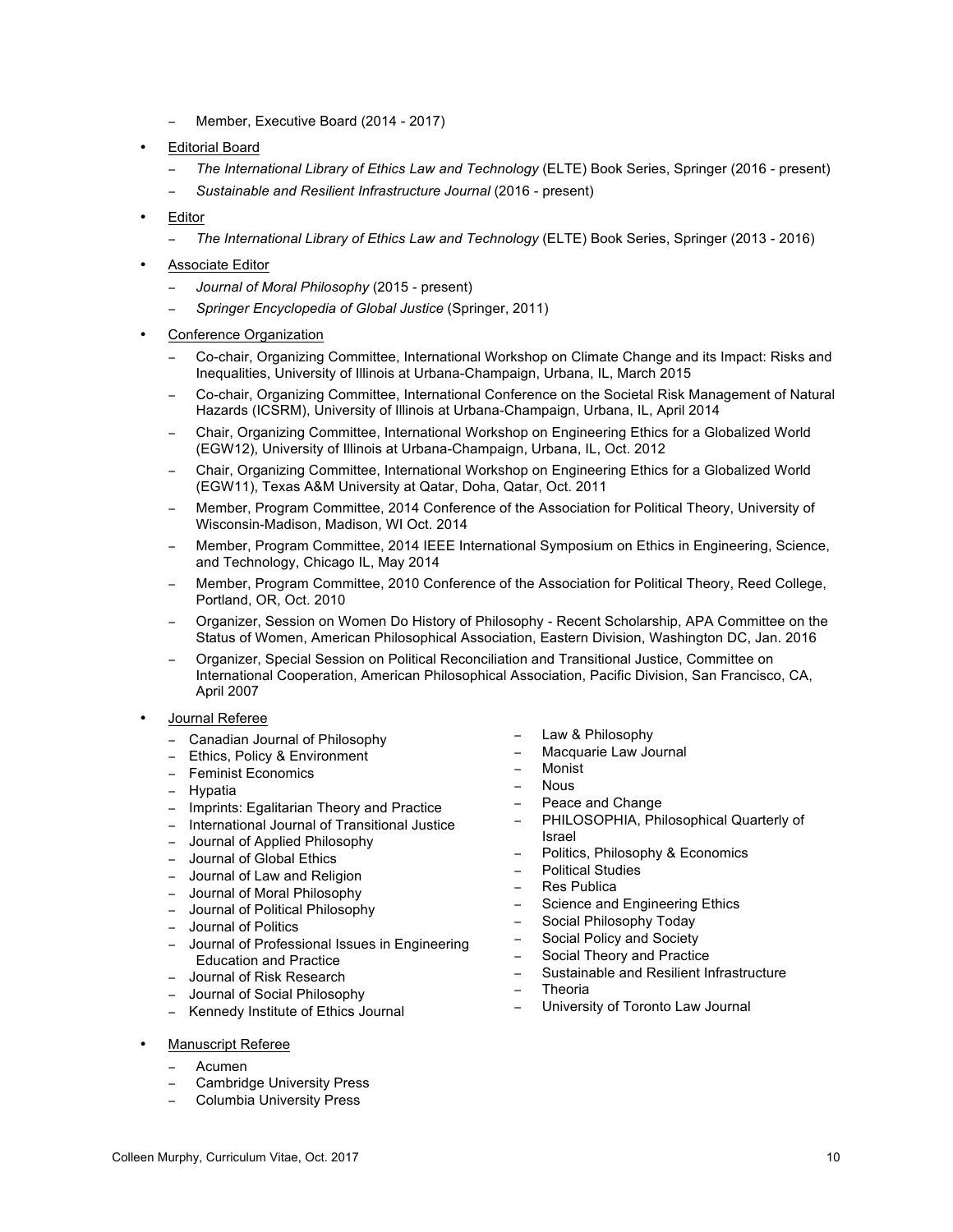- Member, Executive Board (2014 - 2017)

- Editorial Board
  - *The International Library of Ethics Law and Technology* (ELTE) Book Series, Springer (2016 - present)
  - *Sustainable and Resilient Infrastructure Journal* (2016 - present)

- Editor
  - *The International Library of Ethics Law and Technology* (ELTE) Book Series, Springer (2013 - 2016)

- Associate Editor
  - *Journal of Moral Philosophy* (2015 - present)
  - *Springer Encyclopedia of Global Justice* (Springer, 2011)

- Conference Organization
  - Co-chair, Organizing Committee, International Workshop on Climate Change and its Impact: Risks and Inequalities, University of Illinois at Urbana-Champaign, Urbana, IL, March 2015
  - Co-chair, Organizing Committee, International Conference on the Societal Risk Management of Natural Hazards (ICSRM), University of Illinois at Urbana-Champaign, Urbana, IL, April 2014
  - Chair, Organizing Committee, International Workshop on Engineering Ethics for a Globalized World (EGW12), University of Illinois at Urbana-Champaign, Urbana, IL, Oct. 2012
  - Chair, Organizing Committee, International Workshop on Engineering Ethics for a Globalized World (EGW11), Texas A&M University at Qatar, Doha, Qatar, Oct. 2011
  - Member, Program Committee, 2014 Conference of the Association for Political Theory, University of Wisconsin-Madison, Madison, WI Oct. 2014
  - Member, Program Committee, 2014 IEEE International Symposium on Ethics in Engineering, Science, and Technology, Chicago IL, May 2014
  - Member, Program Committee, 2010 Conference of the Association for Political Theory, Reed College, Portland, OR, Oct. 2010
  - Organizer, Session on Women Do History of Philosophy - Recent Scholarship, APA Committee on the Status of Women, American Philosophical Association, Eastern Division, Washington DC, Jan. 2016
  - Organizer, Special Session on Political Reconciliation and Transitional Justice, Committee on International Cooperation, American Philosophical Association, Pacific Division, San Francisco, CA, April 2007

- Journal Referee
  - Canadian Journal of Philosophy
  - Ethics, Policy & Environment
  - Feminist Economics
  - Hypatia
  - Imprints: Egalitarian Theory and Practice
  - International Journal of Transitional Justice
  - Journal of Applied Philosophy
  - Journal of Global Ethics
  - Journal of Law and Religion
  - Journal of Moral Philosophy
  - Journal of Political Philosophy
  - Journal of Politics
  - Journal of Professional Issues in Engineering Education and Practice
  - Journal of Risk Research
  - Journal of Social Philosophy
  - Kennedy Institute of Ethics Journal
  - Law & Philosophy
  - Macquarie Law Journal
  - Monist
  - Nous
  - Peace and Change
  - PHILOSOPHIA, Philosophical Quarterly of Israel
  - Politics, Philosophy & Economics
  - Political Studies
  - Res Publica
  - Science and Engineering Ethics
  - Social Philosophy Today
  - Social Policy and Society
  - Social Theory and Practice
  - Sustainable and Resilient Infrastructure
  - Theoria
  - University of Toronto Law Journal

- Manuscript Referee
  - Acumen
  - Cambridge University Press
  - Columbia University Press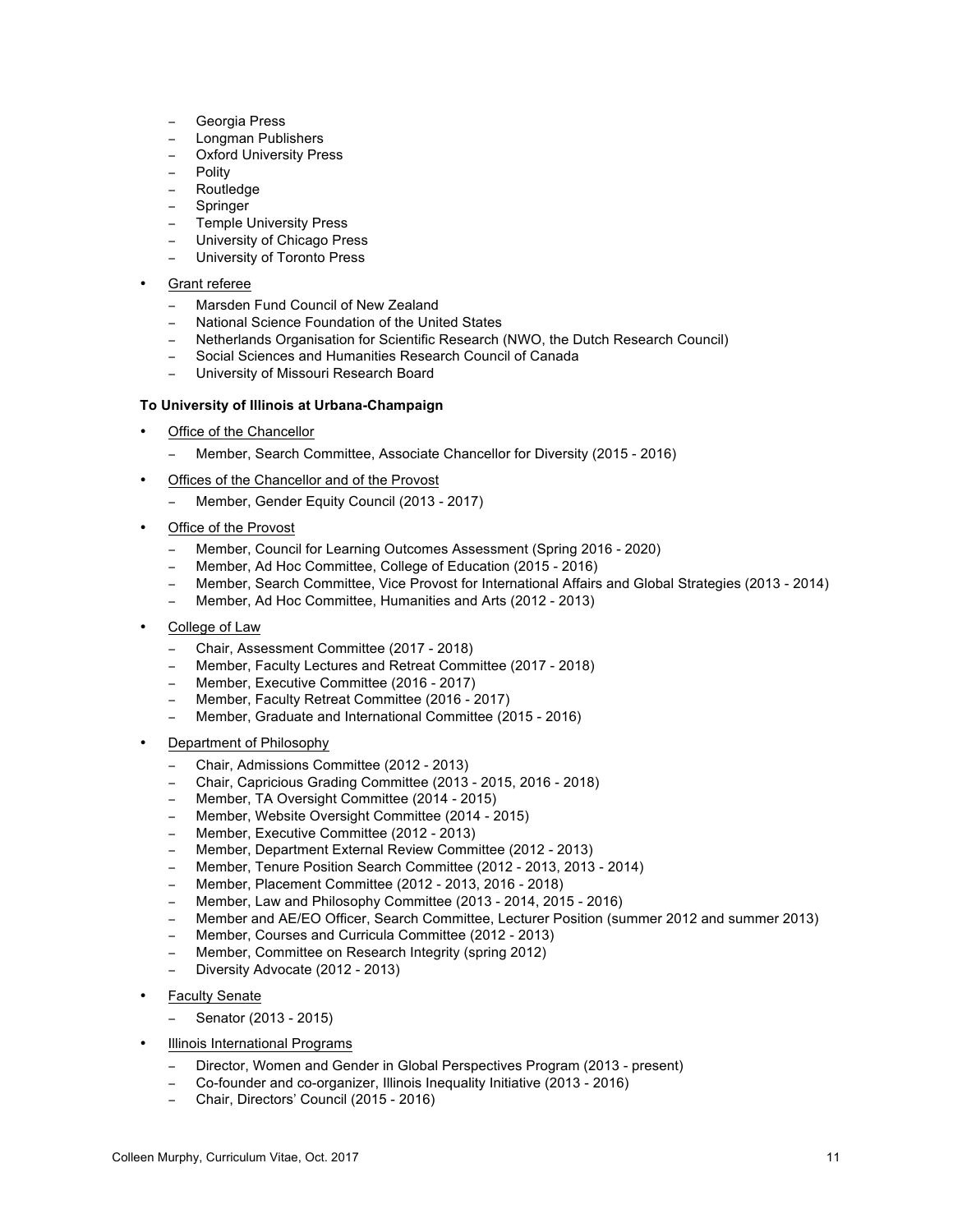- Georgia Press
- Longman Publishers
- Oxford University Press
- Polity
- Routledge
- Springer
- Temple University Press
- University of Chicago Press
- University of Toronto Press

- Grant referee
  - Marsden Fund Council of New Zealand
  - National Science Foundation of the United States
  - Netherlands Organisation for Scientific Research (NWO, the Dutch Research Council)
  - Social Sciences and Humanities Research Council of Canada
  - University of Missouri Research Board

**To University of Illinois at Urbana-Champaign**

- Office of the Chancellor
  - Member, Search Committee, Associate Chancellor for Diversity (2015 - 2016)

- Offices of the Chancellor and of the Provost
  - Member, Gender Equity Council (2013 - 2017)

- Office of the Provost
  - Member, Council for Learning Outcomes Assessment (Spring 2016 - 2020)
  - Member, Ad Hoc Committee, College of Education (2015 - 2016)
  - Member, Search Committee, Vice Provost for International Affairs and Global Strategies (2013 - 2014)
  - Member, Ad Hoc Committee, Humanities and Arts (2012 - 2013)

- College of Law
  - Chair, Assessment Committee (2017 - 2018)
  - Member, Faculty Lectures and Retreat Committee (2017 - 2018)
  - Member, Executive Committee (2016 - 2017)
  - Member, Faculty Retreat Committee (2016 - 2017)
  - Member, Graduate and International Committee (2015 - 2016)

- Department of Philosophy
  - Chair, Admissions Committee (2012 - 2013)
  - Chair, Capricious Grading Committee (2013 - 2015, 2016 - 2018)
  - Member, TA Oversight Committee (2014 - 2015)
  - Member, Website Oversight Committee (2014 - 2015)
  - Member, Executive Committee (2012 - 2013)
  - Member, Department External Review Committee (2012 - 2013)
  - Member, Tenure Position Search Committee (2012 - 2013, 2013 - 2014)
  - Member, Placement Committee (2012 - 2013, 2016 - 2018)
  - Member, Law and Philosophy Committee (2013 - 2014, 2015 - 2016)
  - Member and AE/EO Officer, Search Committee, Lecturer Position (summer 2012 and summer 2013)
  - Member, Courses and Curricula Committee (2012 - 2013)
  - Member, Committee on Research Integrity (spring 2012)
  - Diversity Advocate (2012 - 2013)

- Faculty Senate
  - Senator (2013 - 2015)

- Illinois International Programs
  - Director, Women and Gender in Global Perspectives Program (2013 - present)
  - Co-founder and co-organizer, Illinois Inequality Initiative (2013 - 2016)
  - Chair, Directors' Council (2015 - 2016)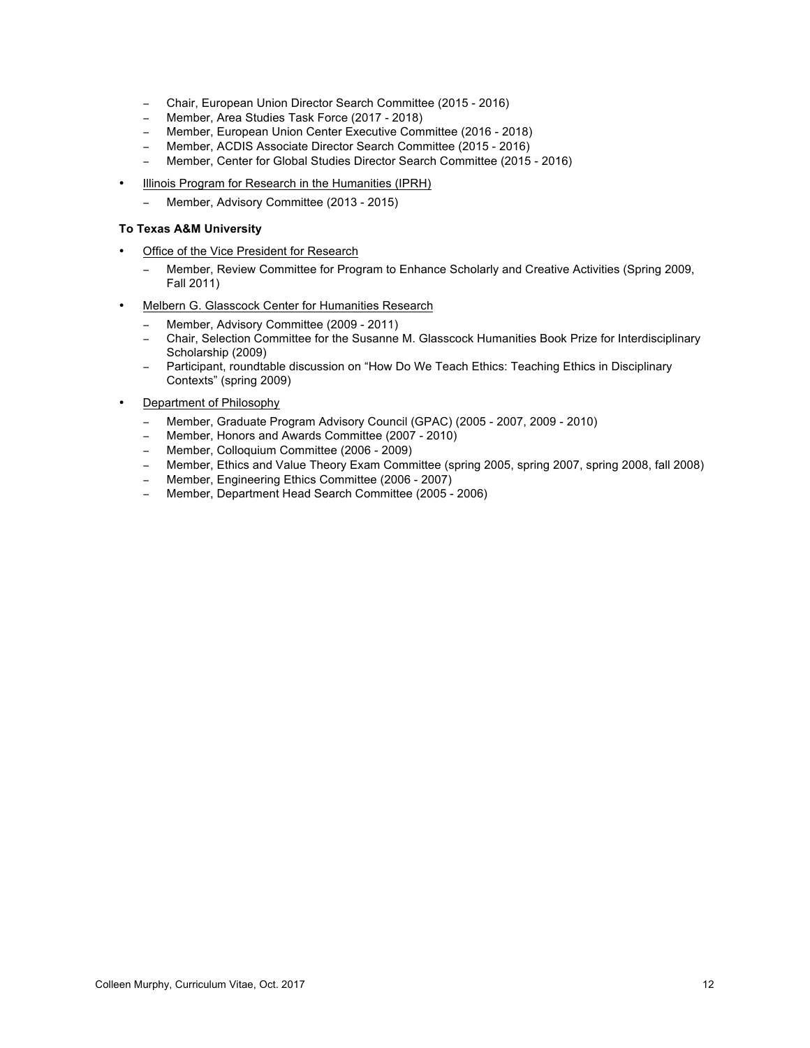- Chair, European Union Director Search Committee (2015 - 2016)
- Member, Area Studies Task Force (2017 - 2018)
- Member, European Union Center Executive Committee (2016 - 2018)
- Member, ACDIS Associate Director Search Committee (2015 - 2016)
- Member, Center for Global Studies Director Search Committee (2015 - 2016)

- Illinois Program for Research in the Humanities (IPRH)
  - Member, Advisory Committee (2013 - 2015)

**To Texas A&M University**

- Office of the Vice President for Research
  - Member, Review Committee for Program to Enhance Scholarly and Creative Activities (Spring 2009, Fall 2011)
- Melbern G. Glasscock Center for Humanities Research
  - Member, Advisory Committee (2009 - 2011)
  - Chair, Selection Committee for the Susanne M. Glasscock Humanities Book Prize for Interdisciplinary Scholarship (2009)
  - Participant, roundtable discussion on "How Do We Teach Ethics: Teaching Ethics in Disciplinary Contexts" (spring 2009)
- Department of Philosophy
  - Member, Graduate Program Advisory Council (GPAC) (2005 - 2007, 2009 - 2010)
  - Member, Honors and Awards Committee (2007 - 2010)
  - Member, Colloquium Committee (2006 - 2009)
  - Member, Ethics and Value Theory Exam Committee (spring 2005, spring 2007, spring 2008, fall 2008)
  - Member, Engineering Ethics Committee (2006 - 2007)
  - Member, Department Head Search Committee (2005 - 2006)